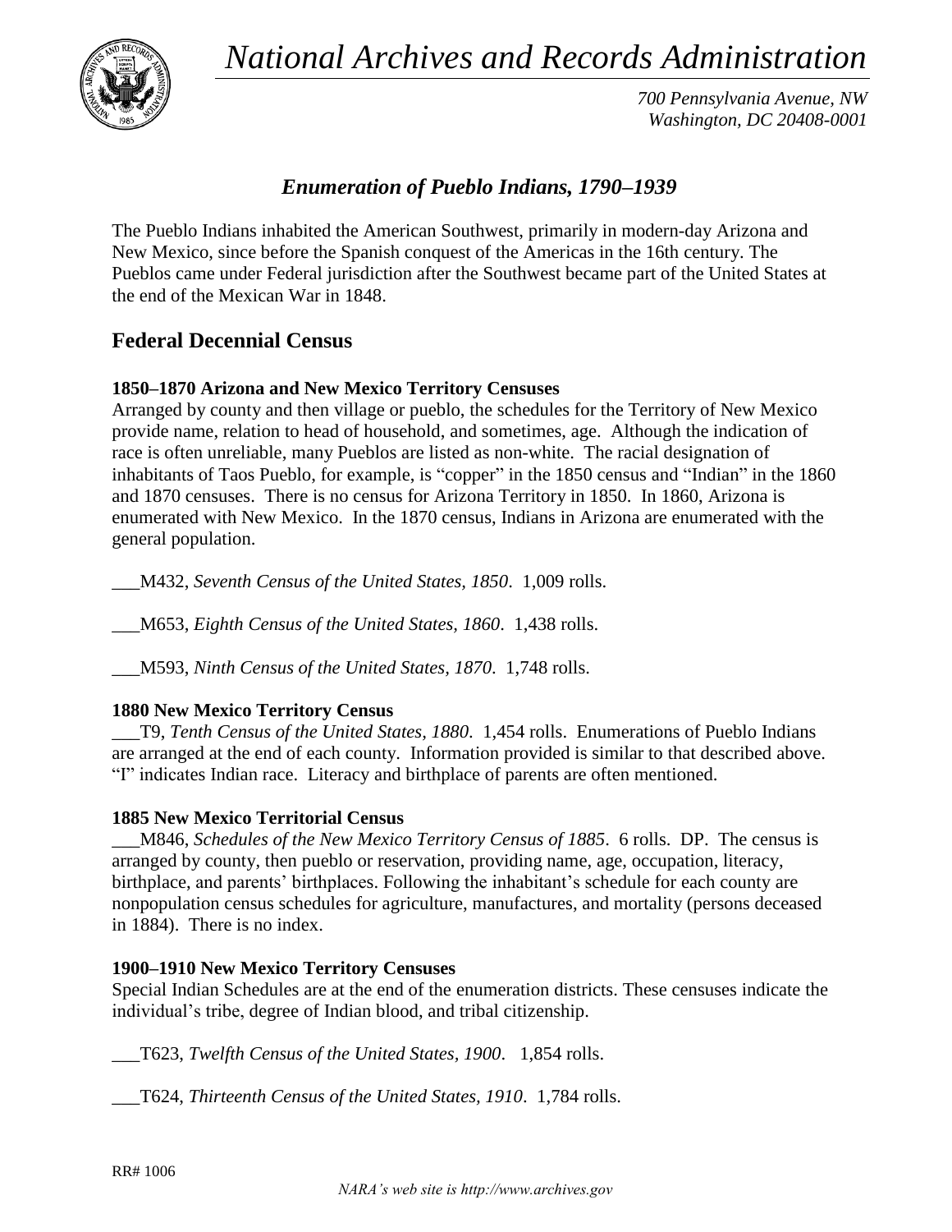# *National Archives and Records Administration*

*700 Pennsylvania Avenue, NW*
*Washington, DC 20408-0001*

## *Enumeration of Pueblo Indians, 1790–1939*

The Pueblo Indians inhabited the American Southwest, primarily in modern-day Arizona and New Mexico, since before the Spanish conquest of the Americas in the 16th century. The Pueblos came under Federal jurisdiction after the Southwest became part of the United States at the end of the Mexican War in 1848.

## Federal Decennial Census

### 1850–1870 Arizona and New Mexico Territory Censuses

Arranged by county and then village or pueblo, the schedules for the Territory of New Mexico provide name, relation to head of household, and sometimes, age. Although the indication of race is often unreliable, many Pueblos are listed as non-white. The racial designation of inhabitants of Taos Pueblo, for example, is "copper" in the 1850 census and "Indian" in the 1860 and 1870 censuses. There is no census for Arizona Territory in 1850. In 1860, Arizona is enumerated with New Mexico. In the 1870 census, Indians in Arizona are enumerated with the general population.

\_\_\_M432, *Seventh Census of the United States, 1850*. 1,009 rolls.

\_\_\_M653, *Eighth Census of the United States, 1860*. 1,438 rolls.

\_\_\_M593, *Ninth Census of the United States, 1870*. 1,748 rolls.

### 1880 New Mexico Territory Census

\_\_\_T9, *Tenth Census of the United States, 1880*. 1,454 rolls. Enumerations of Pueblo Indians are arranged at the end of each county. Information provided is similar to that described above. "I" indicates Indian race. Literacy and birthplace of parents are often mentioned.

### 1885 New Mexico Territorial Census

\_\_\_M846, *Schedules of the New Mexico Territory Census of 1885*. 6 rolls. DP. The census is arranged by county, then pueblo or reservation, providing name, age, occupation, literacy, birthplace, and parents' birthplaces. Following the inhabitant's schedule for each county are nonpopulation census schedules for agriculture, manufactures, and mortality (persons deceased in 1884). There is no index.

### 1900–1910 New Mexico Territory Censuses

Special Indian Schedules are at the end of the enumeration districts. These censuses indicate the individual's tribe, degree of Indian blood, and tribal citizenship.

\_\_\_T623, *Twelfth Census of the United States, 1900*. 1,854 rolls.

\_\_\_T624, *Thirteenth Census of the United States, 1910*. 1,784 rolls.

RR# 1006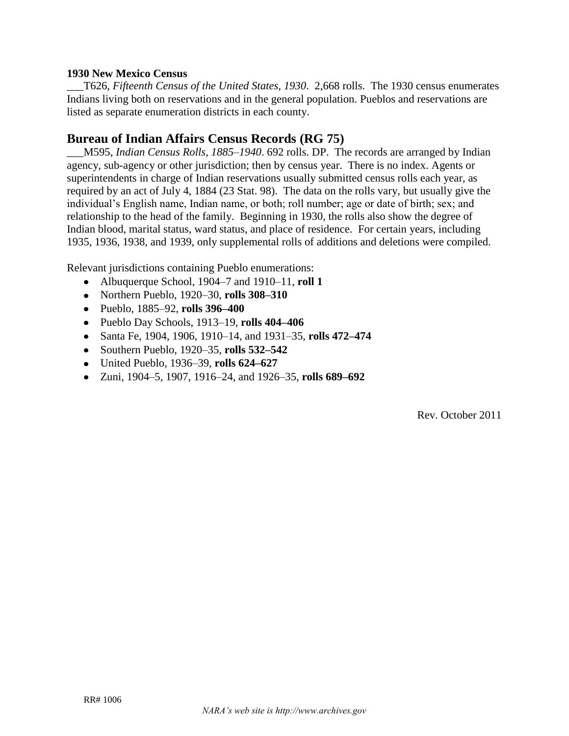**1930 New Mexico Census**

___T626, *Fifteenth Census of the United States, 1930*. 2,668 rolls. The 1930 census enumerates Indians living both on reservations and in the general population. Pueblos and reservations are listed as separate enumeration districts in each county.

## Bureau of Indian Affairs Census Records (RG 75)

___M595, *Indian Census Rolls, 1885–1940*. 692 rolls. DP. The records are arranged by Indian agency, sub-agency or other jurisdiction; then by census year. There is no index. Agents or superintendents in charge of Indian reservations usually submitted census rolls each year, as required by an act of July 4, 1884 (23 Stat. 98). The data on the rolls vary, but usually give the individual's English name, Indian name, or both; roll number; age or date of birth; sex; and relationship to the head of the family. Beginning in 1930, the rolls also show the degree of Indian blood, marital status, ward status, and place of residence. For certain years, including 1935, 1936, 1938, and 1939, only supplemental rolls of additions and deletions were compiled.

Relevant jurisdictions containing Pueblo enumerations:

- Albuquerque School, 1904–7 and 1910–11, **roll 1**
- Northern Pueblo, 1920–30, **rolls 308–310**
- Pueblo, 1885–92, **rolls 396–400**
- Pueblo Day Schools, 1913–19, **rolls 404–406**
- Santa Fe, 1904, 1906, 1910–14, and 1931–35, **rolls 472–474**
- Southern Pueblo, 1920–35, **rolls 532–542**
- United Pueblo, 1936–39, **rolls 624–627**
- Zuni, 1904–5, 1907, 1916–24, and 1926–35, **rolls 689–692**

Rev. October 2011